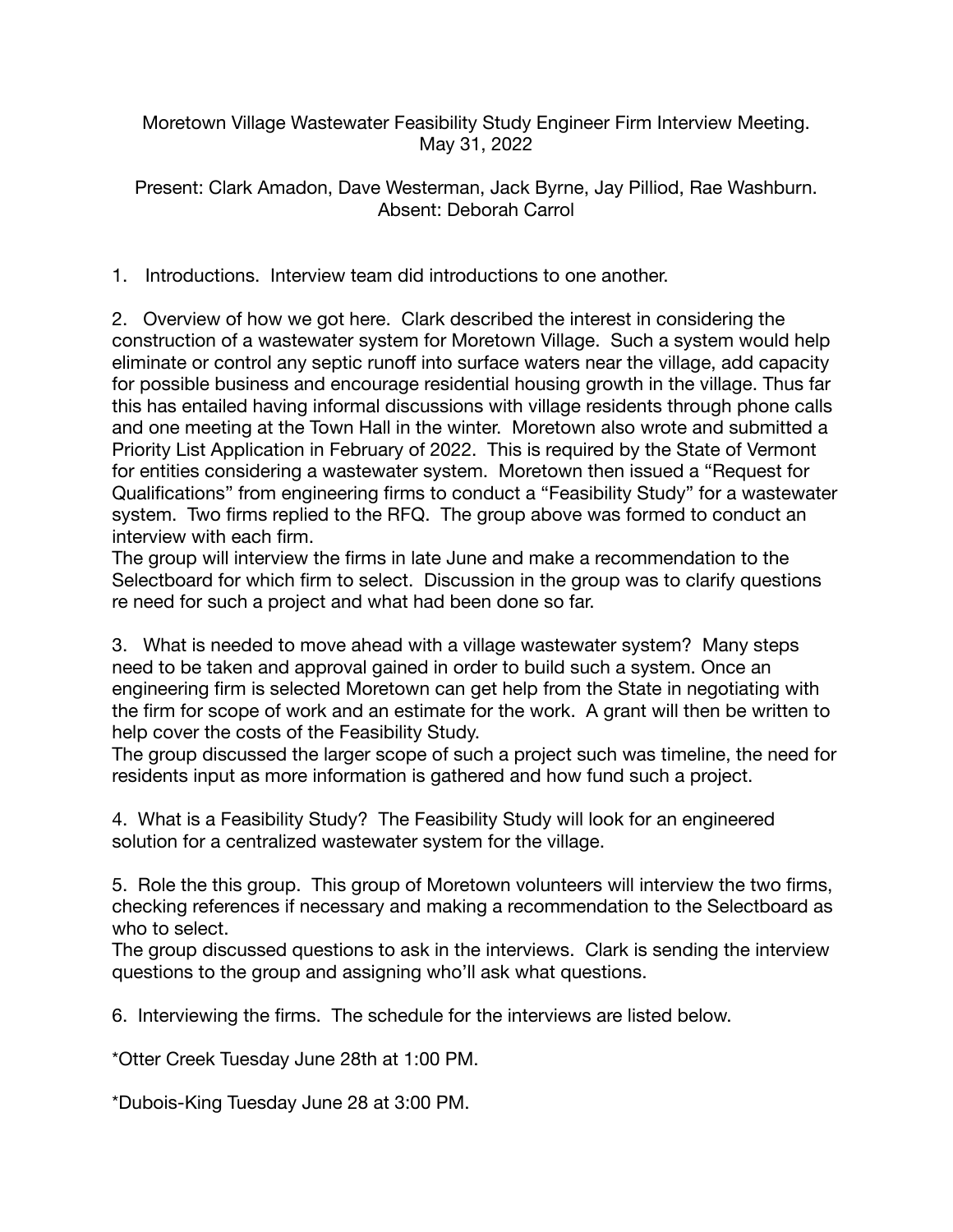Moretown Village Wastewater Feasibility Study Engineer Firm Interview Meeting.
May 31, 2022

Present: Clark Amadon, Dave Westerman, Jack Byrne, Jay Pilliod, Rae Washburn.
Absent: Deborah Carrol

1. Introductions. Interview team did introductions to one another.

2. Overview of how we got here. Clark described the interest in considering the construction of a wastewater system for Moretown Village. Such a system would help eliminate or control any septic runoff into surface waters near the village, add capacity for possible business and encourage residential housing growth in the village. Thus far this has entailed having informal discussions with village residents through phone calls and one meeting at the Town Hall in the winter. Moretown also wrote and submitted a Priority List Application in February of 2022. This is required by the State of Vermont for entities considering a wastewater system. Moretown then issued a "Request for Qualifications" from engineering firms to conduct a "Feasibility Study" for a wastewater system. Two firms replied to the RFQ. The group above was formed to conduct an interview with each firm.
The group will interview the firms in late June and make a recommendation to the Selectboard for which firm to select. Discussion in the group was to clarify questions re need for such a project and what had been done so far.

3. What is needed to move ahead with a village wastewater system? Many steps need to be taken and approval gained in order to build such a system. Once an engineering firm is selected Moretown can get help from the State in negotiating with the firm for scope of work and an estimate for the work. A grant will then be written to help cover the costs of the Feasibility Study.
The group discussed the larger scope of such a project such was timeline, the need for residents input as more information is gathered and how fund such a project.

4. What is a Feasibility Study? The Feasibility Study will look for an engineered solution for a centralized wastewater system for the village.

5. Role the this group. This group of Moretown volunteers will interview the two firms, checking references if necessary and making a recommendation to the Selectboard as who to select.
The group discussed questions to ask in the interviews. Clark is sending the interview questions to the group and assigning who'll ask what questions.

6. Interviewing the firms. The schedule for the interviews are listed below.

*Otter Creek Tuesday June 28th at 1:00 PM.

*Dubois-King Tuesday June 28 at 3:00 PM.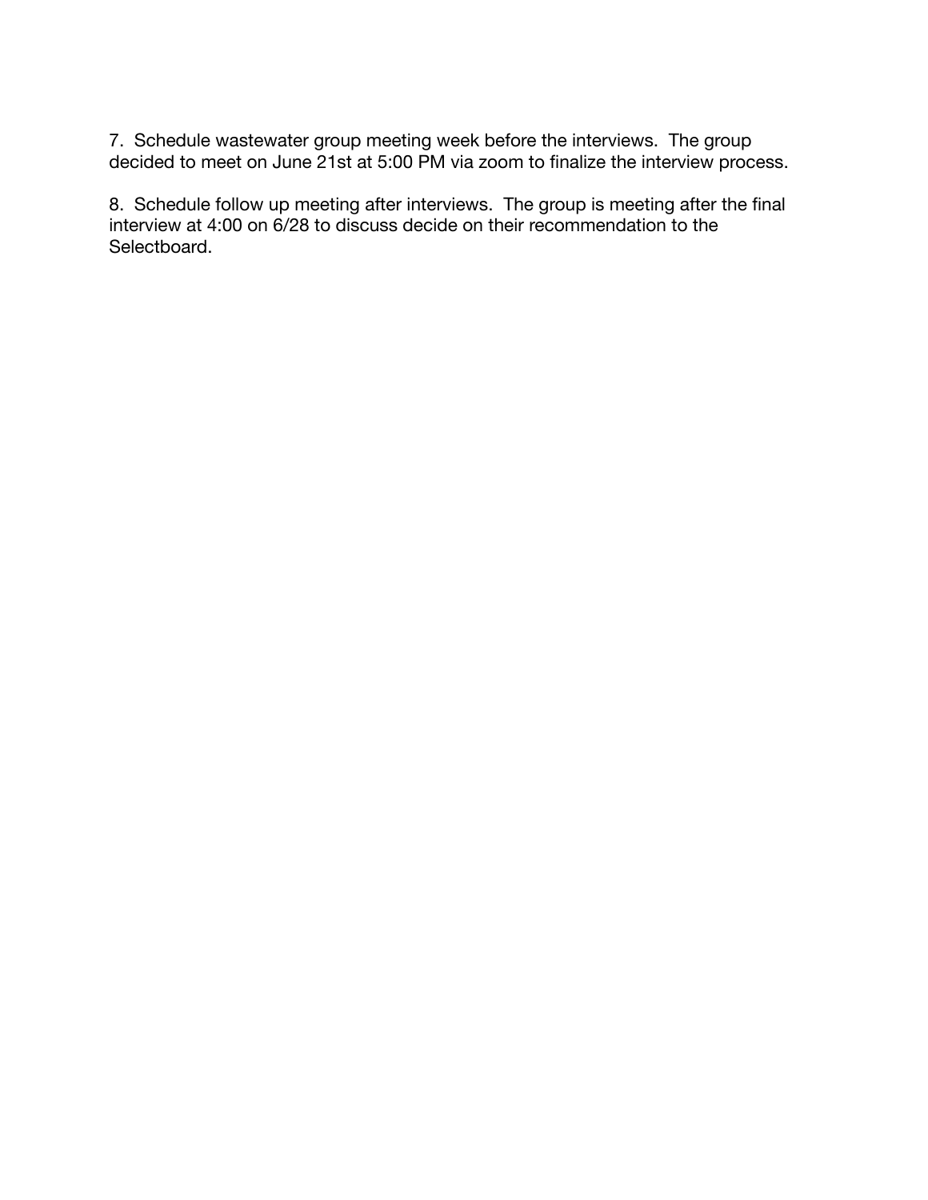7. Schedule wastewater group meeting week before the interviews. The group decided to meet on June 21st at 5:00 PM via zoom to finalize the interview process.

8. Schedule follow up meeting after interviews. The group is meeting after the final interview at 4:00 on 6/28 to discuss decide on their recommendation to the Selectboard.